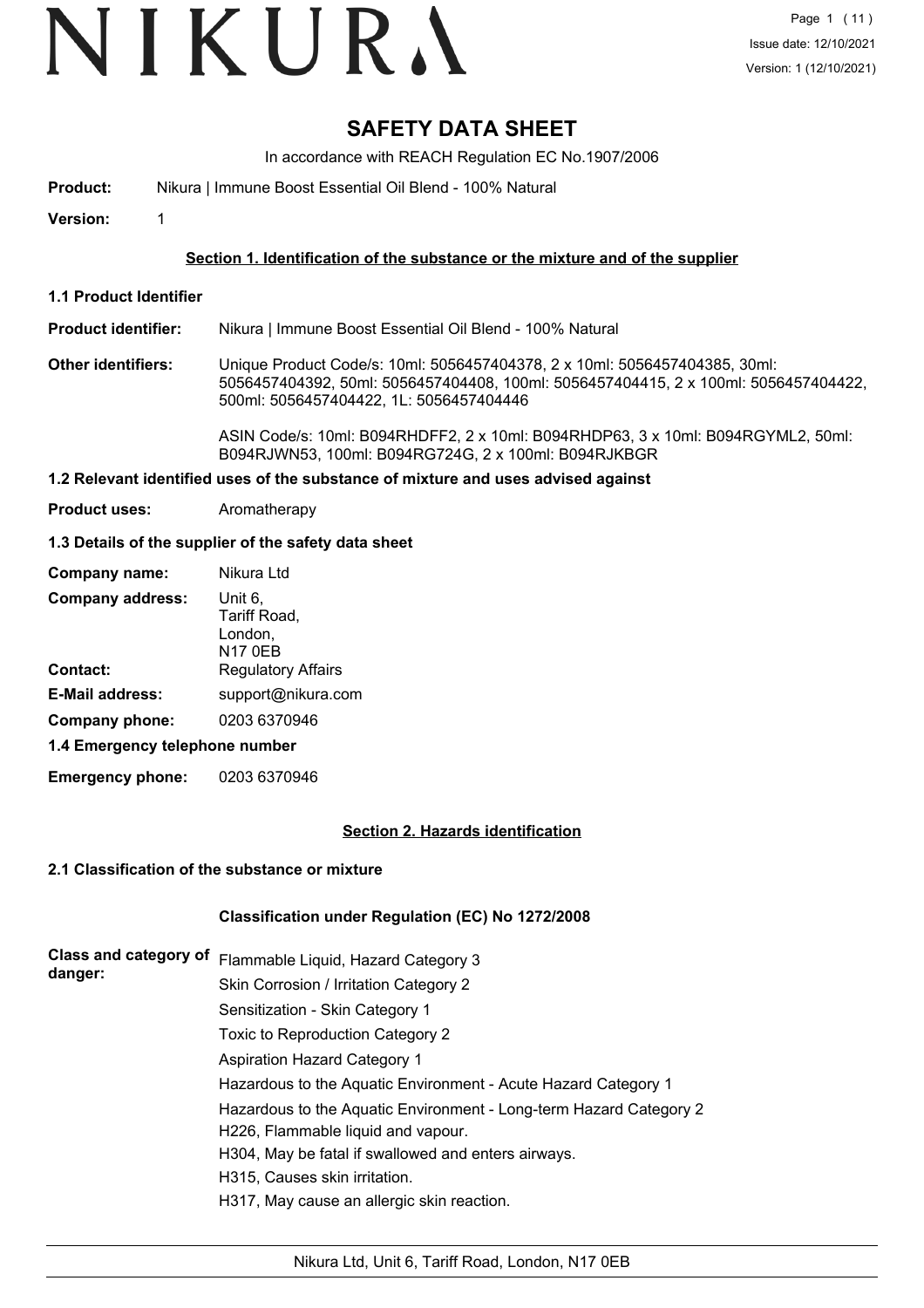# SAFETY DATA SHEET

In accordance with REACH Regulation EC No.1907/2006

**Product:** Nikura | Immune Boost Essential Oil Blend - 100% Natural

**Version:** 1

## Section 1. Identification of the substance or the mixture and of the supplier

### 1.1 Product Identifier

**Product identifier:** Nikura | Immune Boost Essential Oil Blend - 100% Natural

**Other identifiers:** Unique Product Code/s: 10ml: 5056457404378, 2 x 10ml: 5056457404385, 30ml: 5056457404392, 50ml: 5056457404408, 100ml: 5056457404415, 2 x 100ml: 5056457404422, 500ml: 5056457404422, 1L: 5056457404446

ASIN Code/s: 10ml: B094RHDFF2, 2 x 10ml: B094RHDP63, 3 x 10ml: B094RGYML2, 50ml: B094RJWN53, 100ml: B094RG724G, 2 x 100ml: B094RJKBGR

### 1.2 Relevant identified uses of the substance of mixture and uses advised against

**Product uses:** Aromatherapy

### 1.3 Details of the supplier of the safety data sheet

**Company name:** Nikura Ltd

**Company address:** Unit 6, Tariff Road, London, N17 0EB

**Contact:** Regulatory Affairs

**E-Mail address:** support@nikura.com

**Company phone:** 0203 6370946

### 1.4 Emergency telephone number

**Emergency phone:** 0203 6370946

## Section 2. Hazards identification

### 2.1 Classification of the substance or mixture

**Classification under Regulation (EC) No 1272/2008**

**Class and category of danger:**

Flammable Liquid, Hazard Category 3
Skin Corrosion / Irritation Category 2
Sensitization - Skin Category 1
Toxic to Reproduction Category 2
Aspiration Hazard Category 1
Hazardous to the Aquatic Environment - Acute Hazard Category 1
Hazardous to the Aquatic Environment - Long-term Hazard Category 2

H226, Flammable liquid and vapour.
H304, May be fatal if swallowed and enters airways.
H315, Causes skin irritation.
H317, May cause an allergic skin reaction.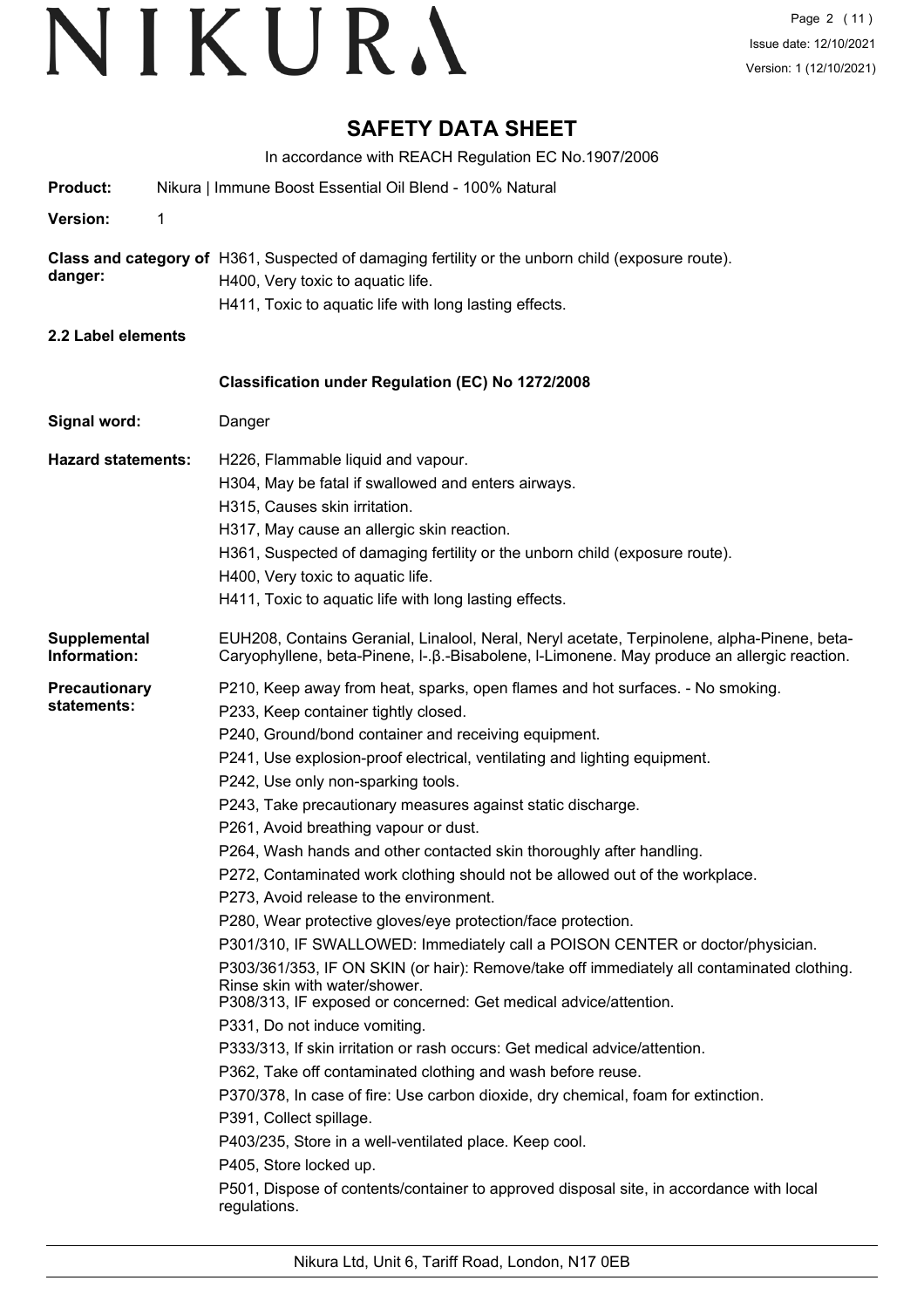# SAFETY DATA SHEET

In accordance with REACH Regulation EC No.1907/2006

**Product:** Nikura | Immune Boost Essential Oil Blend - 100% Natural

**Version:** 1

**Class and category of danger:**
H361, Suspected of damaging fertility or the unborn child (exposure route).
H400, Very toxic to aquatic life.
H411, Toxic to aquatic life with long lasting effects.

**2.2 Label elements**

**Classification under Regulation (EC) No 1272/2008**

**Signal word:** Danger

**Hazard statements:**
H226, Flammable liquid and vapour.
H304, May be fatal if swallowed and enters airways.
H315, Causes skin irritation.
H317, May cause an allergic skin reaction.
H361, Suspected of damaging fertility or the unborn child (exposure route).
H400, Very toxic to aquatic life.
H411, Toxic to aquatic life with long lasting effects.

**Supplemental Information:**
EUH208, Contains Geranial, Linalool, Neral, Neryl acetate, Terpinolene, alpha-Pinene, beta-Caryophyllene, beta-Pinene, l-.β.-Bisabolene, l-Limonene. May produce an allergic reaction.

**Precautionary statements:**
P210, Keep away from heat, sparks, open flames and hot surfaces. - No smoking.
P233, Keep container tightly closed.
P240, Ground/bond container and receiving equipment.
P241, Use explosion-proof electrical, ventilating and lighting equipment.
P242, Use only non-sparking tools.
P243, Take precautionary measures against static discharge.
P261, Avoid breathing vapour or dust.
P264, Wash hands and other contacted skin thoroughly after handling.
P272, Contaminated work clothing should not be allowed out of the workplace.
P273, Avoid release to the environment.
P280, Wear protective gloves/eye protection/face protection.
P301/310, IF SWALLOWED: Immediately call a POISON CENTER or doctor/physician.
P303/361/353, IF ON SKIN (or hair): Remove/take off immediately all contaminated clothing. Rinse skin with water/shower.
P308/313, IF exposed or concerned: Get medical advice/attention.
P331, Do not induce vomiting.
P333/313, If skin irritation or rash occurs: Get medical advice/attention.
P362, Take off contaminated clothing and wash before reuse.
P370/378, In case of fire: Use carbon dioxide, dry chemical, foam for extinction.
P391, Collect spillage.
P403/235, Store in a well-ventilated place. Keep cool.
P405, Store locked up.
P501, Dispose of contents/container to approved disposal site, in accordance with local regulations.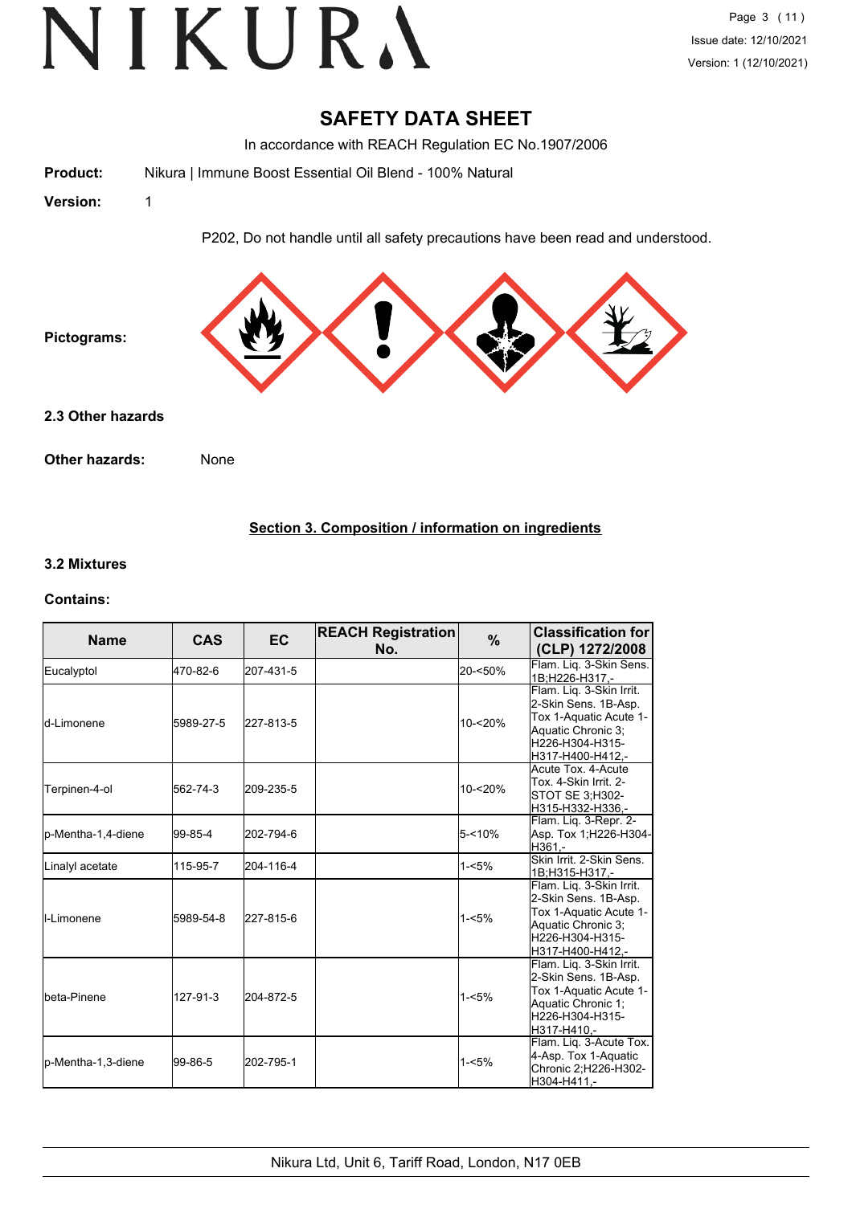# SAFETY DATA SHEET

In accordance with REACH Regulation EC No.1907/2006

**Product:** Nikura | Immune Boost Essential Oil Blend - 100% Natural

**Version:** 1

P202, Do not handle until all safety precautions have been read and understood.

**Pictograms:**

### 2.3 Other hazards

**Other hazards:** None

## Section 3. Composition / information on ingredients

### 3.2 Mixtures

**Contains:**

| Name | CAS | EC | REACH Registration No. | % | Classification for (CLP) 1272/2008 |
|---|---|---|---|---|---|
| Eucalyptol | 470-82-6 | 207-431-5 | | 20-<50% | Flam. Liq. 3-Skin Sens. 1B;H226-H317,- |
| d-Limonene | 5989-27-5 | 227-813-5 | | 10-<20% | Flam. Liq. 3-Skin Irrit. 2-Skin Sens. 1B-Asp. Tox 1-Aquatic Acute 1-Aquatic Chronic 3;H226-H304-H315-H317-H400-H412,- |
| Terpinen-4-ol | 562-74-3 | 209-235-5 | | 10-<20% | Acute Tox. 4-Acute Tox. 4-Skin Irrit. 2-STOT SE 3;H302-H315-H332-H336,- |
| p-Mentha-1,4-diene | 99-85-4 | 202-794-6 | | 5-<10% | Flam. Liq. 3-Repr. 2-Asp. Tox 1;H226-H304-H361,- |
| Linalyl acetate | 115-95-7 | 204-116-4 | | 1-<5% | Skin Irrit. 2-Skin Sens. 1B;H315-H317,- |
| l-Limonene | 5989-54-8 | 227-815-6 | | 1-<5% | Flam. Liq. 3-Skin Irrit. 2-Skin Sens. 1B-Asp. Tox 1-Aquatic Acute 1-Aquatic Chronic 3;H226-H304-H315-H317-H400-H412,- |
| beta-Pinene | 127-91-3 | 204-872-5 | | 1-<5% | Flam. Liq. 3-Skin Irrit. 2-Skin Sens. 1B-Asp. Tox 1-Aquatic Acute 1-Aquatic Chronic 1;H226-H304-H315-H317-H410,- |
| p-Mentha-1,3-diene | 99-86-5 | 202-795-1 | | 1-<5% | Flam. Liq. 3-Acute Tox. 4-Asp. Tox 1-Aquatic Chronic 2;H226-H302-H304-H411,- |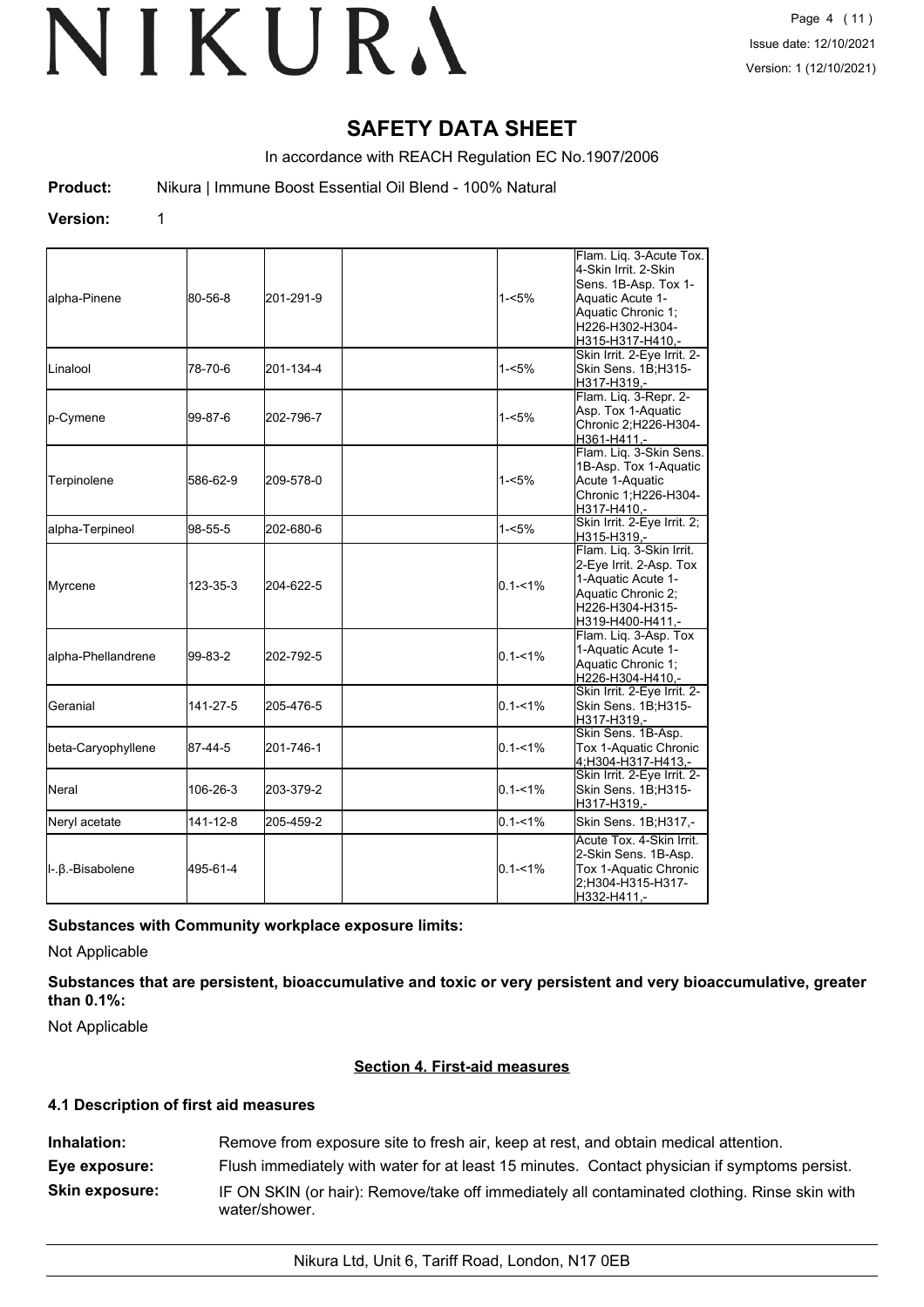# SAFETY DATA SHEET

In accordance with REACH Regulation EC No.1907/2006

**Product:** Nikura | Immune Boost Essential Oil Blend - 100% Natural

**Version:** 1

| | | | | | |
|---|---|---|---|---|---|
| alpha-Pinene | 80-56-8 | 201-291-9 | | 1-<5% | Flam. Liq. 3-Acute Tox. 4-Skin Irrit. 2-Skin Sens. 1B-Asp. Tox 1-Aquatic Acute 1-Aquatic Chronic 1;H226-H302-H304-H315-H317-H410,- |
| Linalool | 78-70-6 | 201-134-4 | | 1-<5% | Skin Irrit. 2-Eye Irrit. 2-Skin Sens. 1B;H315-H317-H319,- |
| p-Cymene | 99-87-6 | 202-796-7 | | 1-<5% | Flam. Liq. 3-Repr. 2-Asp. Tox 1-Aquatic Chronic 2;H226-H304-H361-H411,- |
| Terpinolene | 586-62-9 | 209-578-0 | | 1-<5% | Flam. Liq. 3-Skin Sens. 1B-Asp. Tox 1-Aquatic Acute 1-Aquatic Chronic 1;H226-H304-H317-H410,- |
| alpha-Terpineol | 98-55-5 | 202-680-6 | | 1-<5% | Skin Irrit. 2-Eye Irrit. 2;H315-H319,- |
| Myrcene | 123-35-3 | 204-622-5 | | 0.1-<1% | Flam. Liq. 3-Skin Irrit. 2-Eye Irrit. 2-Asp. Tox 1-Aquatic Acute 1-Aquatic Chronic 2;H226-H304-H315-H319-H400-H411,- |
| alpha-Phellandrene | 99-83-2 | 202-792-5 | | 0.1-<1% | Flam. Liq. 3-Asp. Tox 1-Aquatic Acute 1-Aquatic Chronic 1;H226-H304-H410,- |
| Geranial | 141-27-5 | 205-476-5 | | 0.1-<1% | Skin Irrit. 2-Eye Irrit. 2-Skin Sens. 1B;H315-H317-H319,- |
| beta-Caryophyllene | 87-44-5 | 201-746-1 | | 0.1-<1% | Skin Sens. 1B-Asp. Tox 1-Aquatic Chronic 4;H304-H317-H413,- |
| Neral | 106-26-3 | 203-379-2 | | 0.1-<1% | Skin Irrit. 2-Eye Irrit. 2-Skin Sens. 1B;H315-H317-H319,- |
| Neryl acetate | 141-12-8 | 205-459-2 | | 0.1-<1% | Skin Sens. 1B;H317,- |
| l-.β.-Bisabolene | 495-61-4 | | | 0.1-<1% | Acute Tox. 4-Skin Irrit. 2-Skin Sens. 1B-Asp. Tox 1-Aquatic Chronic 2;H304-H315-H317-H332-H411,- |

**Substances with Community workplace exposure limits:**

Not Applicable

**Substances that are persistent, bioaccumulative and toxic or very persistent and very bioaccumulative, greater than 0.1%:**

Not Applicable

## Section 4. First-aid measures

### 4.1 Description of first aid measures

**Inhalation:** Remove from exposure site to fresh air, keep at rest, and obtain medical attention.

**Eye exposure:** Flush immediately with water for at least 15 minutes. Contact physician if symptoms persist.

**Skin exposure:** IF ON SKIN (or hair): Remove/take off immediately all contaminated clothing. Rinse skin with water/shower.

Nikura Ltd, Unit 6, Tariff Road, London, N17 0EB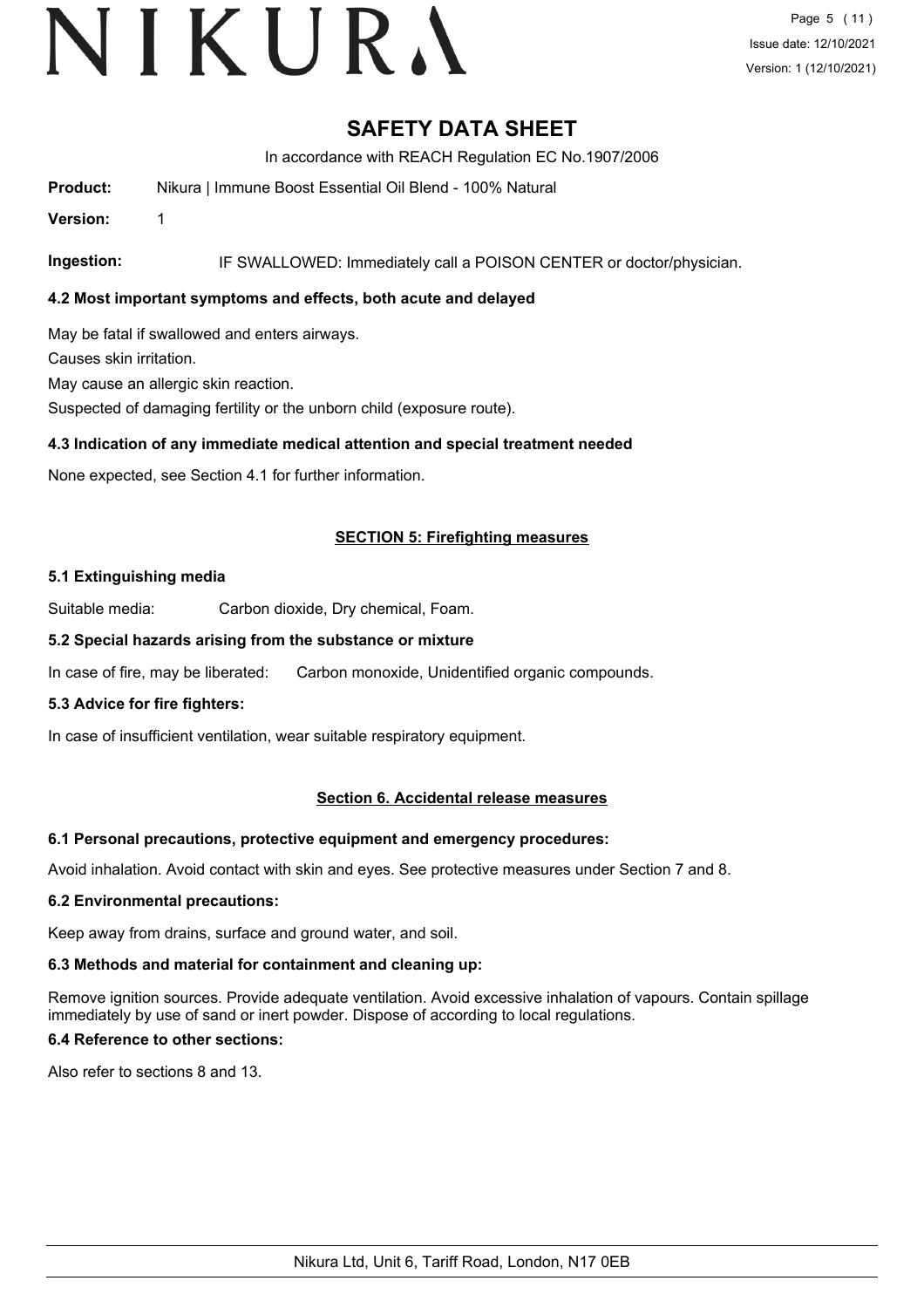# SAFETY DATA SHEET

In accordance with REACH Regulation EC No.1907/2006

**Product:** Nikura | Immune Boost Essential Oil Blend - 100% Natural

**Version:** 1

**Ingestion:** IF SWALLOWED: Immediately call a POISON CENTER or doctor/physician.

### 4.2 Most important symptoms and effects, both acute and delayed

May be fatal if swallowed and enters airways.

Causes skin irritation.

May cause an allergic skin reaction.

Suspected of damaging fertility or the unborn child (exposure route).

### 4.3 Indication of any immediate medical attention and special treatment needed

None expected, see Section 4.1 for further information.

## SECTION 5: Firefighting measures

### 5.1 Extinguishing media

Suitable media: Carbon dioxide, Dry chemical, Foam.

### 5.2 Special hazards arising from the substance or mixture

In case of fire, may be liberated: Carbon monoxide, Unidentified organic compounds.

### 5.3 Advice for fire fighters:

In case of insufficient ventilation, wear suitable respiratory equipment.

## Section 6. Accidental release measures

### 6.1 Personal precautions, protective equipment and emergency procedures:

Avoid inhalation. Avoid contact with skin and eyes. See protective measures under Section 7 and 8.

### 6.2 Environmental precautions:

Keep away from drains, surface and ground water, and soil.

### 6.3 Methods and material for containment and cleaning up:

Remove ignition sources. Provide adequate ventilation. Avoid excessive inhalation of vapours. Contain spillage immediately by use of sand or inert powder. Dispose of according to local regulations.

### 6.4 Reference to other sections:

Also refer to sections 8 and 13.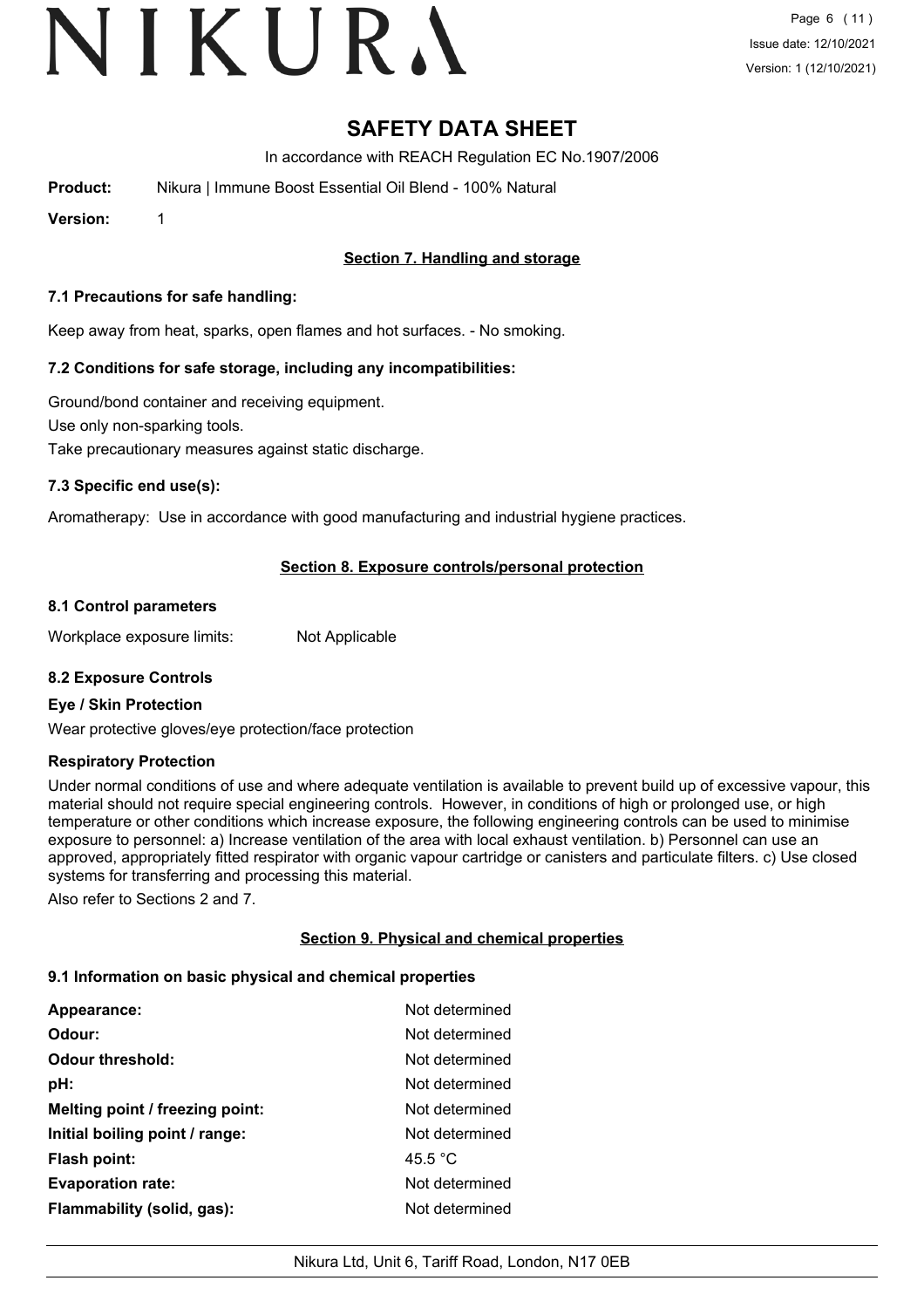# SAFETY DATA SHEET

In accordance with REACH Regulation EC No.1907/2006

**Product:** Nikura | Immune Boost Essential Oil Blend - 100% Natural

**Version:** 1

## Section 7. Handling and storage

### 7.1 Precautions for safe handling:

Keep away from heat, sparks, open flames and hot surfaces. - No smoking.

### 7.2 Conditions for safe storage, including any incompatibilities:

Ground/bond container and receiving equipment.

Use only non-sparking tools.

Take precautionary measures against static discharge.

### 7.3 Specific end use(s):

Aromatherapy: Use in accordance with good manufacturing and industrial hygiene practices.

## Section 8. Exposure controls/personal protection

### 8.1 Control parameters

Workplace exposure limits: Not Applicable

### 8.2 Exposure Controls

**Eye / Skin Protection**

Wear protective gloves/eye protection/face protection

**Respiratory Protection**

Under normal conditions of use and where adequate ventilation is available to prevent build up of excessive vapour, this material should not require special engineering controls. However, in conditions of high or prolonged use, or high temperature or other conditions which increase exposure, the following engineering controls can be used to minimise exposure to personnel: a) Increase ventilation of the area with local exhaust ventilation. b) Personnel can use an approved, appropriately fitted respirator with organic vapour cartridge or canisters and particulate filters. c) Use closed systems for transferring and processing this material.

Also refer to Sections 2 and 7.

## Section 9. Physical and chemical properties

### 9.1 Information on basic physical and chemical properties

| | |
|---|---|
| **Appearance:** | Not determined |
| **Odour:** | Not determined |
| **Odour threshold:** | Not determined |
| **pH:** | Not determined |
| **Melting point / freezing point:** | Not determined |
| **Initial boiling point / range:** | Not determined |
| **Flash point:** | 45.5 °C |
| **Evaporation rate:** | Not determined |
| **Flammability (solid, gas):** | Not determined |

Nikura Ltd, Unit 6, Tariff Road, London, N17 0EB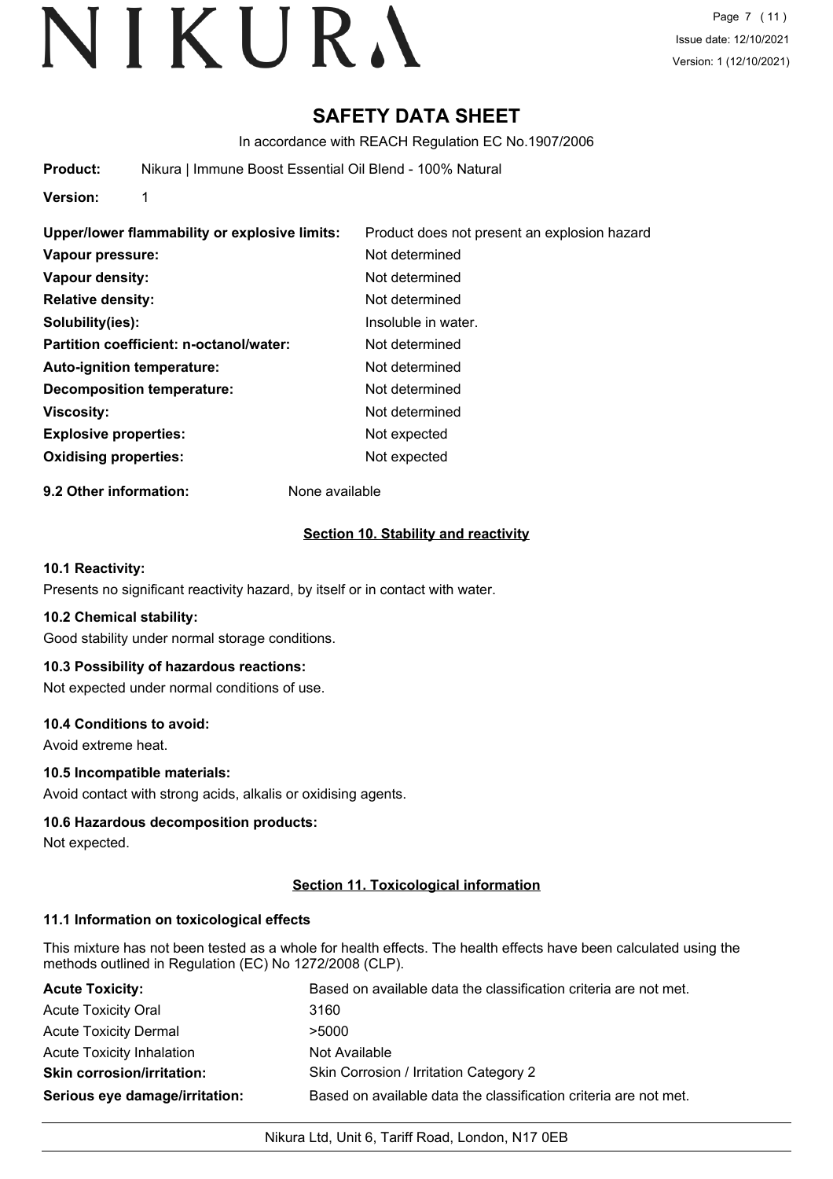# SAFETY DATA SHEET

In accordance with REACH Regulation EC No.1907/2006

**Product:** Nikura | Immune Boost Essential Oil Blend - 100% Natural

**Version:** 1

| | |
|---|---|
| **Upper/lower flammability or explosive limits:** | Product does not present an explosion hazard |
| **Vapour pressure:** | Not determined |
| **Vapour density:** | Not determined |
| **Relative density:** | Not determined |
| **Solubility(ies):** | Insoluble in water. |
| **Partition coefficient: n-octanol/water:** | Not determined |
| **Auto-ignition temperature:** | Not determined |
| **Decomposition temperature:** | Not determined |
| **Viscosity:** | Not determined |
| **Explosive properties:** | Not expected |
| **Oxidising properties:** | Not expected |

**9.2 Other information:** None available

## Section 10. Stability and reactivity

### 10.1 Reactivity:

Presents no significant reactivity hazard, by itself or in contact with water.

### 10.2 Chemical stability:

Good stability under normal storage conditions.

### 10.3 Possibility of hazardous reactions:

Not expected under normal conditions of use.

### 10.4 Conditions to avoid:

Avoid extreme heat.

### 10.5 Incompatible materials:

Avoid contact with strong acids, alkalis or oxidising agents.

### 10.6 Hazardous decomposition products:

Not expected.

## Section 11. Toxicological information

### 11.1 Information on toxicological effects

This mixture has not been tested as a whole for health effects. The health effects have been calculated using the methods outlined in Regulation (EC) No 1272/2008 (CLP).

| | |
|---|---|
| **Acute Toxicity:** | Based on available data the classification criteria are not met. |
| Acute Toxicity Oral | 3160 |
| Acute Toxicity Dermal | >5000 |
| Acute Toxicity Inhalation | Not Available |
| **Skin corrosion/irritation:** | Skin Corrosion / Irritation Category 2 |
| **Serious eye damage/irritation:** | Based on available data the classification criteria are not met. |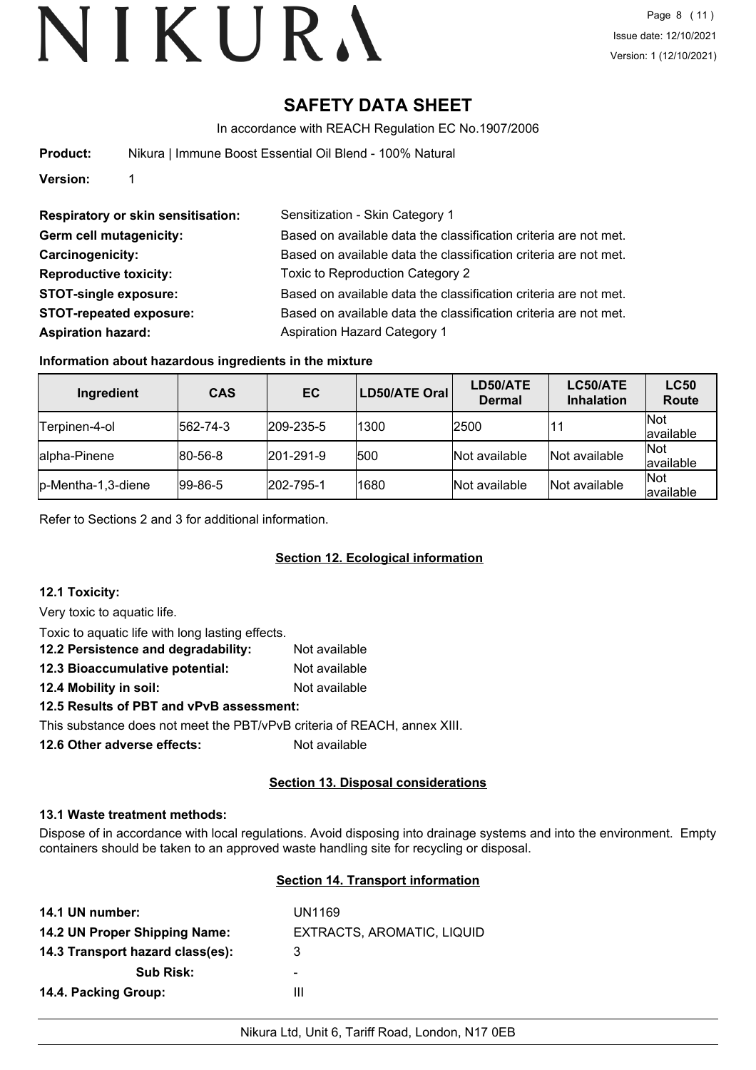# SAFETY DATA SHEET

In accordance with REACH Regulation EC No.1907/2006

**Product:** Nikura | Immune Boost Essential Oil Blend - 100% Natural

**Version:** 1

**Respiratory or skin sensitisation:** Sensitization - Skin Category 1

**Germ cell mutagenicity:** Based on available data the classification criteria are not met.

**Carcinogenicity:** Based on available data the classification criteria are not met.

**Reproductive toxicity:** Toxic to Reproduction Category 2

**STOT-single exposure:** Based on available data the classification criteria are not met.

**STOT-repeated exposure:** Based on available data the classification criteria are not met.

**Aspiration hazard:** Aspiration Hazard Category 1

### Information about hazardous ingredients in the mixture

| Ingredient | CAS | EC | LD50/ATE Oral | LD50/ATE Dermal | LC50/ATE Inhalation | LC50 Route |
|---|---|---|---|---|---|---|
| Terpinen-4-ol | 562-74-3 | 209-235-5 | 1300 | 2500 | 11 | Not available |
| alpha-Pinene | 80-56-8 | 201-291-9 | 500 | Not available | Not available | Not available |
| p-Mentha-1,3-diene | 99-86-5 | 202-795-1 | 1680 | Not available | Not available | Not available |

Refer to Sections 2 and 3 for additional information.

## Section 12. Ecological information

**12.1 Toxicity:**

Very toxic to aquatic life.

Toxic to aquatic life with long lasting effects.

**12.2 Persistence and degradability:** Not available

**12.3 Bioaccumulative potential:** Not available

**12.4 Mobility in soil:** Not available

**12.5 Results of PBT and vPvB assessment:**

This substance does not meet the PBT/vPvB criteria of REACH, annex XIII.

**12.6 Other adverse effects:** Not available

## Section 13. Disposal considerations

**13.1 Waste treatment methods:**

Dispose of in accordance with local regulations. Avoid disposing into drainage systems and into the environment. Empty containers should be taken to an approved waste handling site for recycling or disposal.

## Section 14. Transport information

**14.1 UN number:** UN1169

**14.2 UN Proper Shipping Name:** EXTRACTS, AROMATIC, LIQUID

**14.3 Transport hazard class(es):** 3

**Sub Risk:** -

**14.4. Packing Group:** III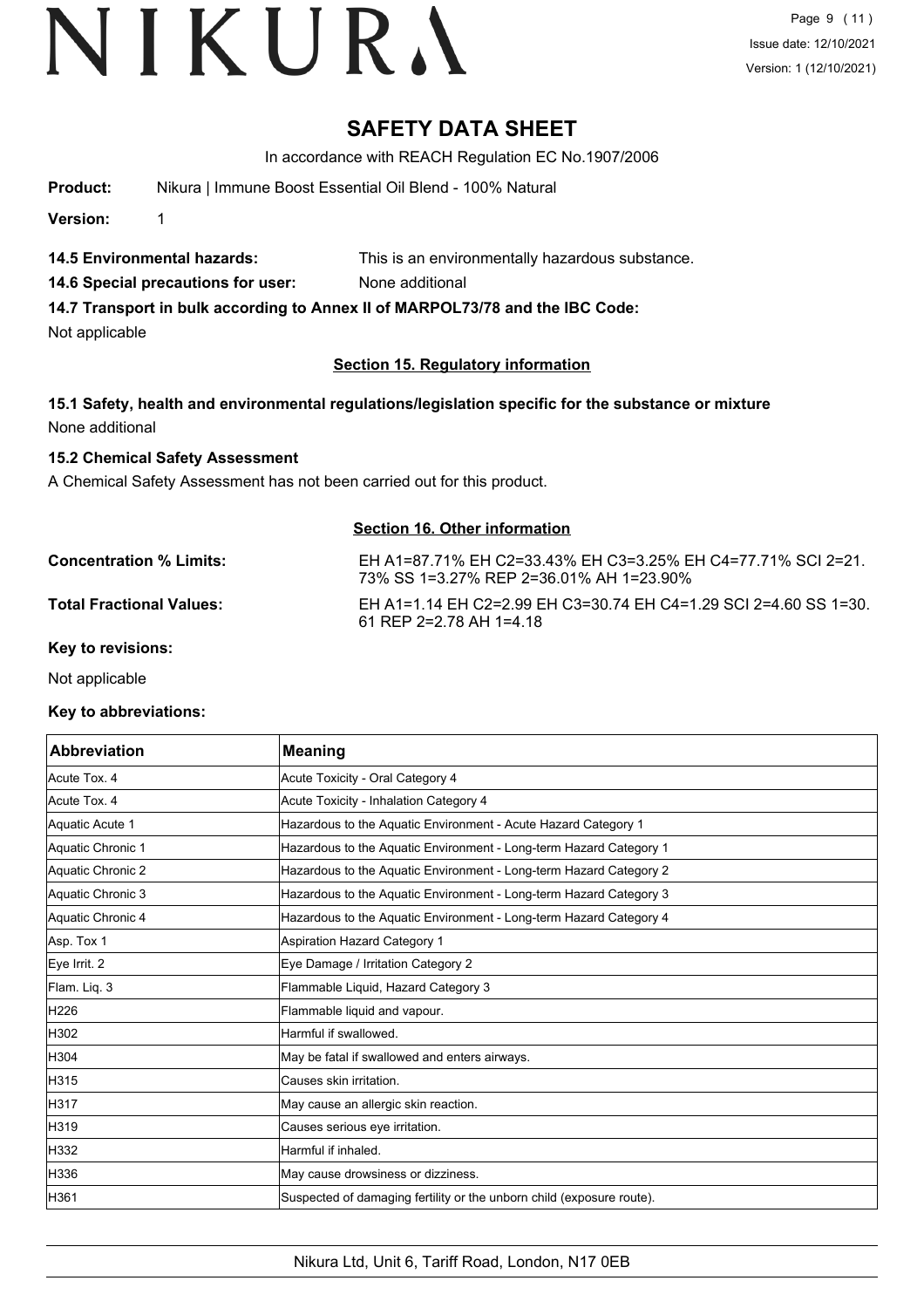# SAFETY DATA SHEET

In accordance with REACH Regulation EC No.1907/2006

**Product:** Nikura | Immune Boost Essential Oil Blend - 100% Natural

**Version:** 1

**14.5 Environmental hazards:** This is an environmentally hazardous substance.

**14.6 Special precautions for user:** None additional

**14.7 Transport in bulk according to Annex II of MARPOL73/78 and the IBC Code:**

Not applicable

## Section 15. Regulatory information

**15.1 Safety, health and environmental regulations/legislation specific for the substance or mixture**

None additional

**15.2 Chemical Safety Assessment**

A Chemical Safety Assessment has not been carried out for this product.

## Section 16. Other information

**Concentration % Limits:** EH A1=87.71% EH C2=33.43% EH C3=3.25% EH C4=77.71% SCI 2=21.73% SS 1=3.27% REP 2=36.01% AH 1=23.90%

**Total Fractional Values:** EH A1=1.14 EH C2=2.99 EH C3=30.74 EH C4=1.29 SCI 2=4.60 SS 1=30.61 REP 2=2.78 AH 1=4.18

**Key to revisions:**

Not applicable

**Key to abbreviations:**

| Abbreviation | Meaning |
|---|---|
| Acute Tox. 4 | Acute Toxicity - Oral Category 4 |
| Acute Tox. 4 | Acute Toxicity - Inhalation Category 4 |
| Aquatic Acute 1 | Hazardous to the Aquatic Environment - Acute Hazard Category 1 |
| Aquatic Chronic 1 | Hazardous to the Aquatic Environment - Long-term Hazard Category 1 |
| Aquatic Chronic 2 | Hazardous to the Aquatic Environment - Long-term Hazard Category 2 |
| Aquatic Chronic 3 | Hazardous to the Aquatic Environment - Long-term Hazard Category 3 |
| Aquatic Chronic 4 | Hazardous to the Aquatic Environment - Long-term Hazard Category 4 |
| Asp. Tox 1 | Aspiration Hazard Category 1 |
| Eye Irrit. 2 | Eye Damage / Irritation Category 2 |
| Flam. Liq. 3 | Flammable Liquid, Hazard Category 3 |
| H226 | Flammable liquid and vapour. |
| H302 | Harmful if swallowed. |
| H304 | May be fatal if swallowed and enters airways. |
| H315 | Causes skin irritation. |
| H317 | May cause an allergic skin reaction. |
| H319 | Causes serious eye irritation. |
| H332 | Harmful if inhaled. |
| H336 | May cause drowsiness or dizziness. |
| H361 | Suspected of damaging fertility or the unborn child (exposure route). |

Nikura Ltd, Unit 6, Tariff Road, London, N17 0EB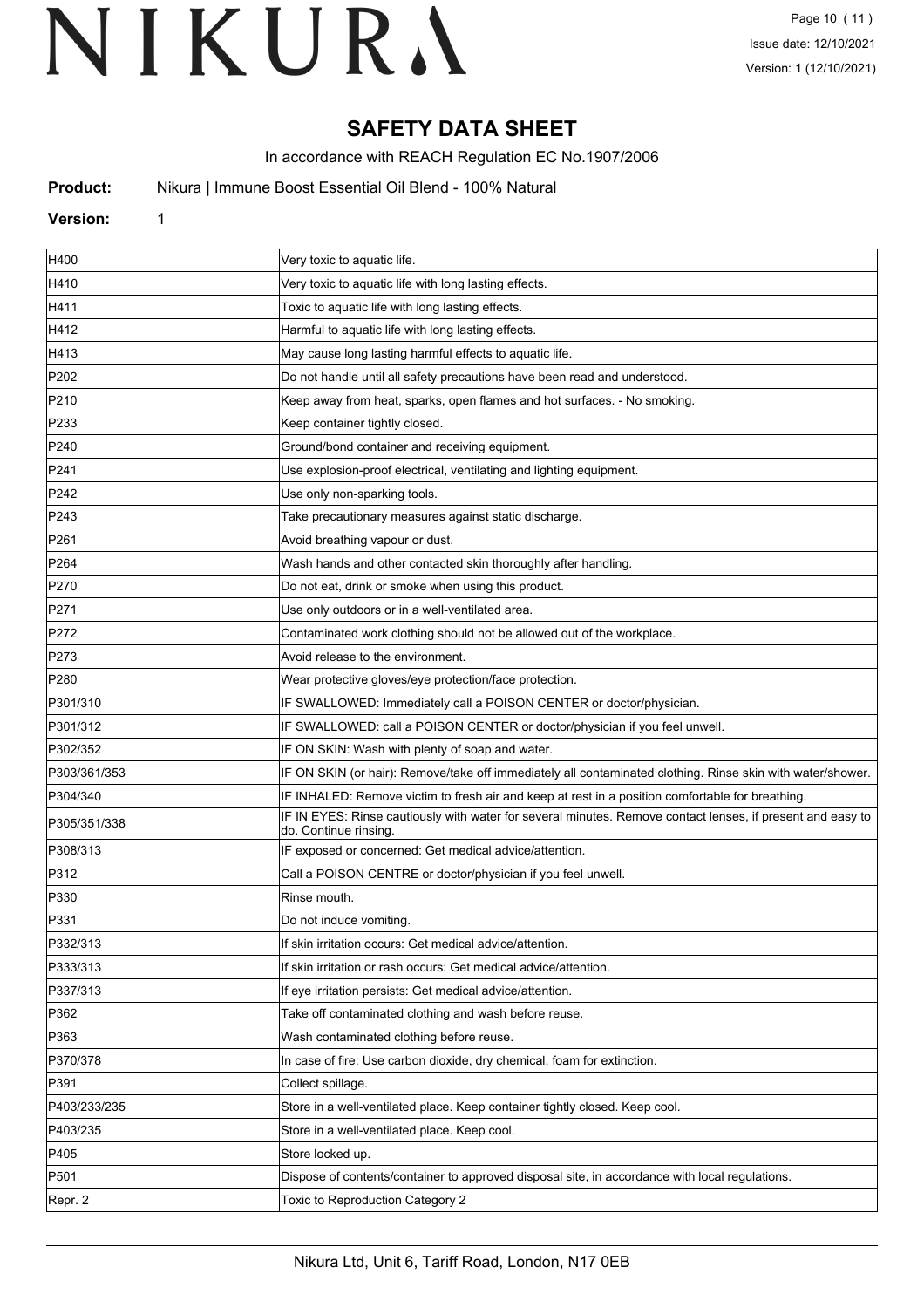# SAFETY DATA SHEET

In accordance with REACH Regulation EC No.1907/2006

**Product:** Nikura | Immune Boost Essential Oil Blend - 100% Natural

**Version:** 1

| | |
|---|---|
| H400 | Very toxic to aquatic life. |
| H410 | Very toxic to aquatic life with long lasting effects. |
| H411 | Toxic to aquatic life with long lasting effects. |
| H412 | Harmful to aquatic life with long lasting effects. |
| H413 | May cause long lasting harmful effects to aquatic life. |
| P202 | Do not handle until all safety precautions have been read and understood. |
| P210 | Keep away from heat, sparks, open flames and hot surfaces. - No smoking. |
| P233 | Keep container tightly closed. |
| P240 | Ground/bond container and receiving equipment. |
| P241 | Use explosion-proof electrical, ventilating and lighting equipment. |
| P242 | Use only non-sparking tools. |
| P243 | Take precautionary measures against static discharge. |
| P261 | Avoid breathing vapour or dust. |
| P264 | Wash hands and other contacted skin thoroughly after handling. |
| P270 | Do not eat, drink or smoke when using this product. |
| P271 | Use only outdoors or in a well-ventilated area. |
| P272 | Contaminated work clothing should not be allowed out of the workplace. |
| P273 | Avoid release to the environment. |
| P280 | Wear protective gloves/eye protection/face protection. |
| P301/310 | IF SWALLOWED: Immediately call a POISON CENTER or doctor/physician. |
| P301/312 | IF SWALLOWED: call a POISON CENTER or doctor/physician if you feel unwell. |
| P302/352 | IF ON SKIN: Wash with plenty of soap and water. |
| P303/361/353 | IF ON SKIN (or hair): Remove/take off immediately all contaminated clothing. Rinse skin with water/shower. |
| P304/340 | IF INHALED: Remove victim to fresh air and keep at rest in a position comfortable for breathing. |
| P305/351/338 | IF IN EYES: Rinse cautiously with water for several minutes. Remove contact lenses, if present and easy to do. Continue rinsing. |
| P308/313 | IF exposed or concerned: Get medical advice/attention. |
| P312 | Call a POISON CENTRE or doctor/physician if you feel unwell. |
| P330 | Rinse mouth. |
| P331 | Do not induce vomiting. |
| P332/313 | If skin irritation occurs: Get medical advice/attention. |
| P333/313 | If skin irritation or rash occurs: Get medical advice/attention. |
| P337/313 | If eye irritation persists: Get medical advice/attention. |
| P362 | Take off contaminated clothing and wash before reuse. |
| P363 | Wash contaminated clothing before reuse. |
| P370/378 | In case of fire: Use carbon dioxide, dry chemical, foam for extinction. |
| P391 | Collect spillage. |
| P403/233/235 | Store in a well-ventilated place. Keep container tightly closed. Keep cool. |
| P403/235 | Store in a well-ventilated place. Keep cool. |
| P405 | Store locked up. |
| P501 | Dispose of contents/container to approved disposal site, in accordance with local regulations. |
| Repr. 2 | Toxic to Reproduction Category 2 |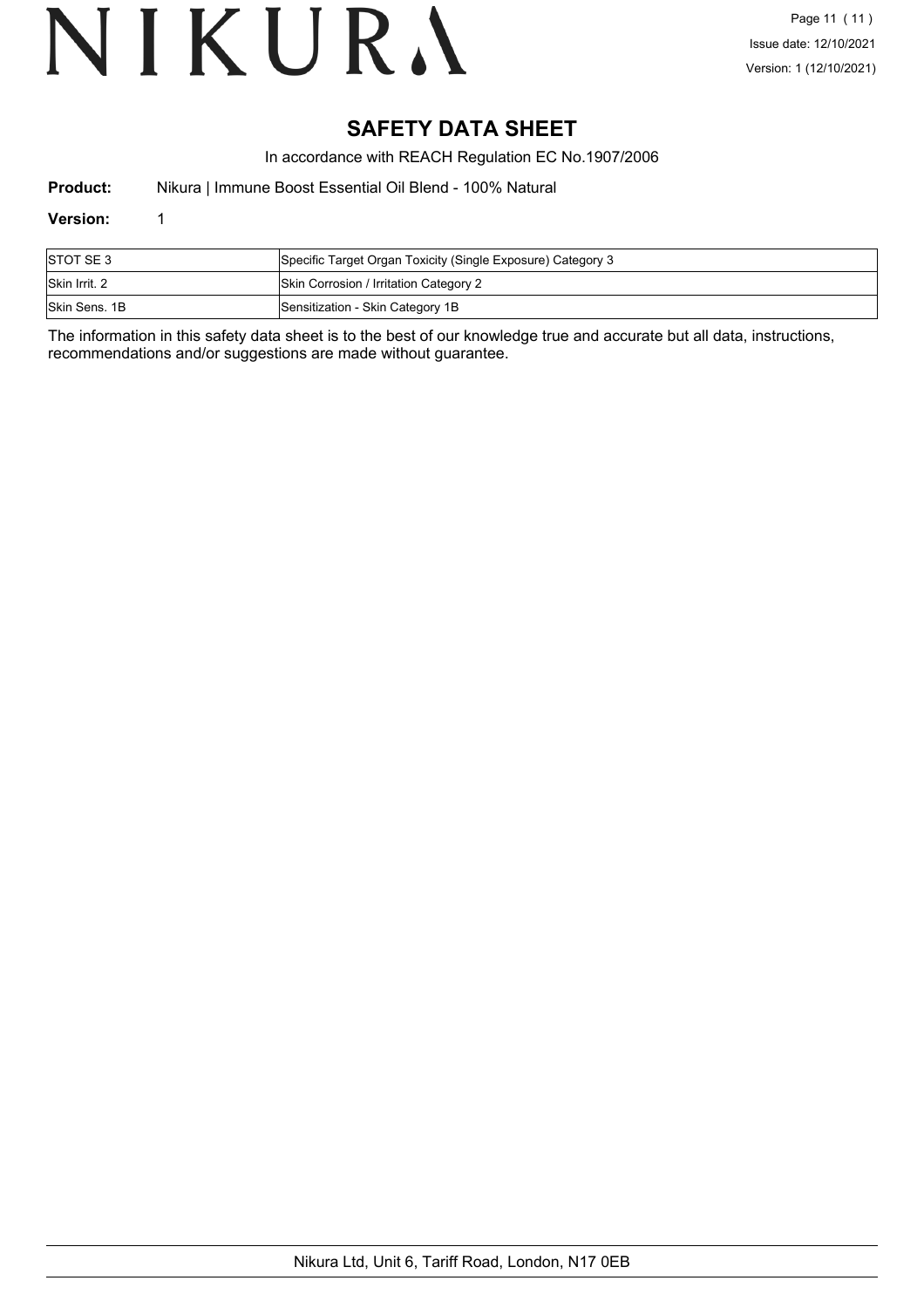# SAFETY DATA SHEET

In accordance with REACH Regulation EC No.1907/2006

**Product:** Nikura | Immune Boost Essential Oil Blend - 100% Natural

**Version:** 1

| | |
|---|---|
| STOT SE 3 | Specific Target Organ Toxicity (Single Exposure) Category 3 |
| Skin Irrit. 2 | Skin Corrosion / Irritation Category 2 |
| Skin Sens. 1B | Sensitization - Skin Category 1B |

The information in this safety data sheet is to the best of our knowledge true and accurate but all data, instructions, recommendations and/or suggestions are made without guarantee.

Nikura Ltd, Unit 6, Tariff Road, London, N17 0EB